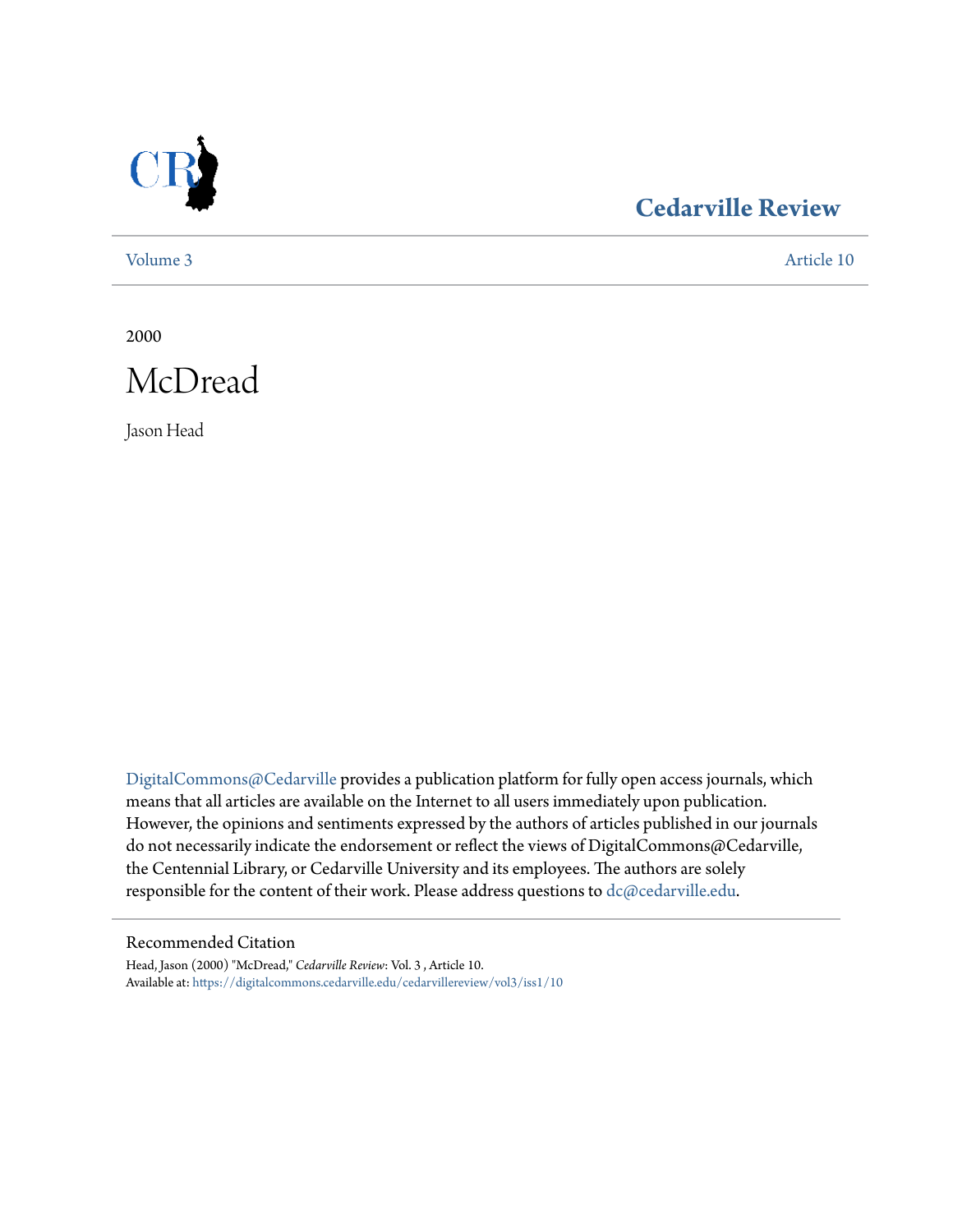# Cedarville Review

Volume 3 Article 10

2000

# McDread

Jason Head

DigitalCommons@Cedarville provides a publication platform for fully open access journals, which means that all articles are available on the Internet to all users immediately upon publication. However, the opinions and sentiments expressed by the authors of articles published in our journals do not necessarily indicate the endorsement or reflect the views of DigitalCommons@Cedarville, the Centennial Library, or Cedarville University and its employees. The authors are solely responsible for the content of their work. Please address questions to dc@cedarville.edu.

## Recommended Citation

Head, Jason (2000) "McDread," *Cedarville Review*: Vol. 3 , Article 10.
Available at: https://digitalcommons.cedarville.edu/cedarvillereview/vol3/iss1/10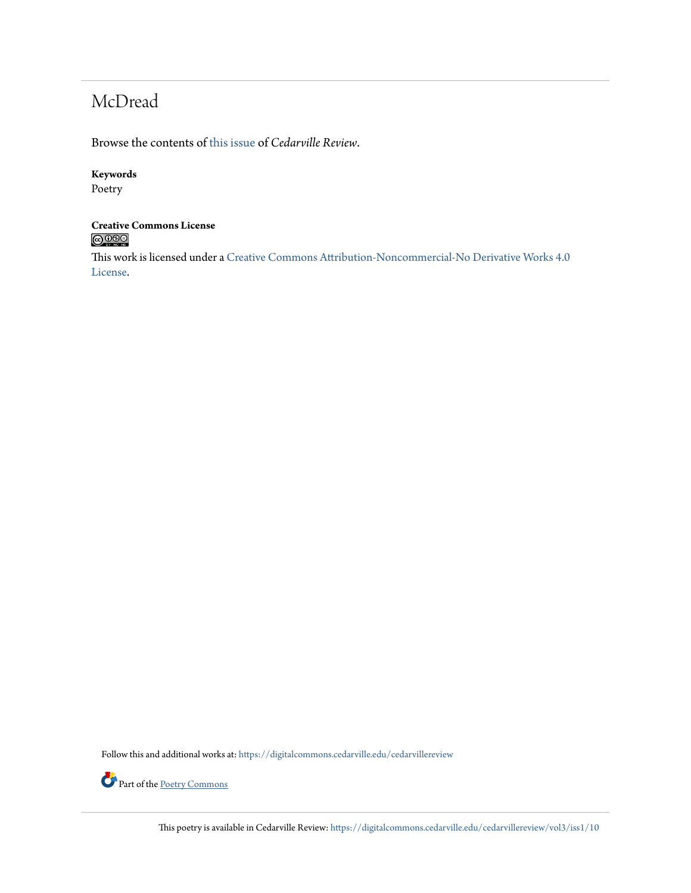# McDread

Browse the contents of this issue of *Cedarville Review*.

**Keywords**
Poetry

**Creative Commons License**

This work is licensed under a Creative Commons Attribution-Noncommercial-No Derivative Works 4.0 License.

Follow this and additional works at: https://digitalcommons.cedarville.edu/cedarvillereview

Part of the Poetry Commons

This poetry is available in Cedarville Review: https://digitalcommons.cedarville.edu/cedarvillereview/vol3/iss1/10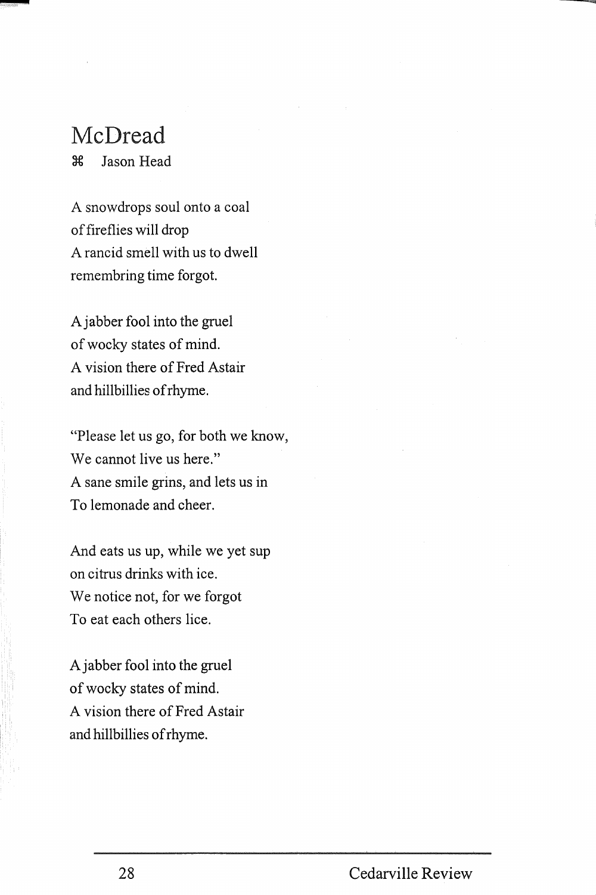# McDread

⌘ Jason Head

A snowdrops soul onto a coal
of fireflies will drop
A rancid smell with us to dwell
remembring time forgot.

A jabber fool into the gruel
of wocky states of mind.
A vision there of Fred Astair
and hillbillies of rhyme.

"Please let us go, for both we know,
We cannot live us here."
A sane smile grins, and lets us in
To lemonade and cheer.

And eats us up, while we yet sup
on citrus drinks with ice.
We notice not, for we forgot
To eat each others lice.

A jabber fool into the gruel
of wocky states of mind.
A vision there of Fred Astair
and hillbillies of rhyme.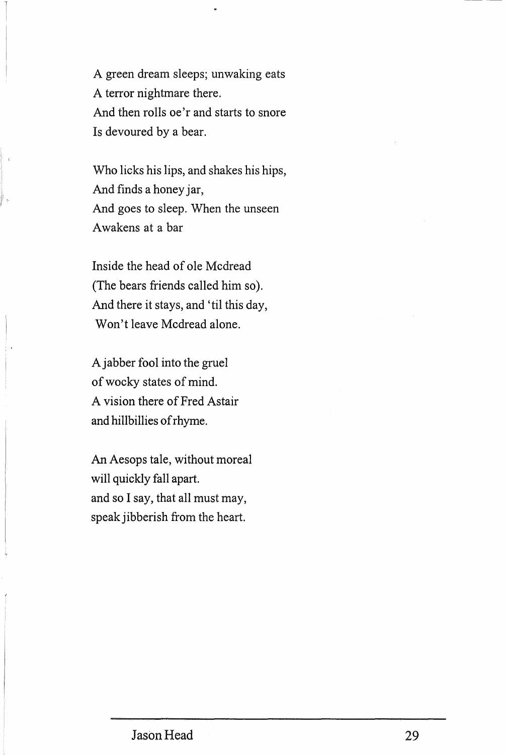A green dream sleeps; unwaking eats
A terror nightmare there.
And then rolls oe'r and starts to snore
Is devoured by a bear.

Who licks his lips, and shakes his hips,
And finds a honey jar,
And goes to sleep. When the unseen
Awakens at a bar

Inside the head of ole Mcdread
(The bears friends called him so).
And there it stays, and 'til this day,
Won't leave Mcdread alone.

A jabber fool into the gruel
of wocky states of mind.
A vision there of Fred Astair
and hillbillies of rhyme.

An Aesops tale, without moreal
will quickly fall apart.
and so I say, that all must may,
speak jibberish from the heart.

Jason Head